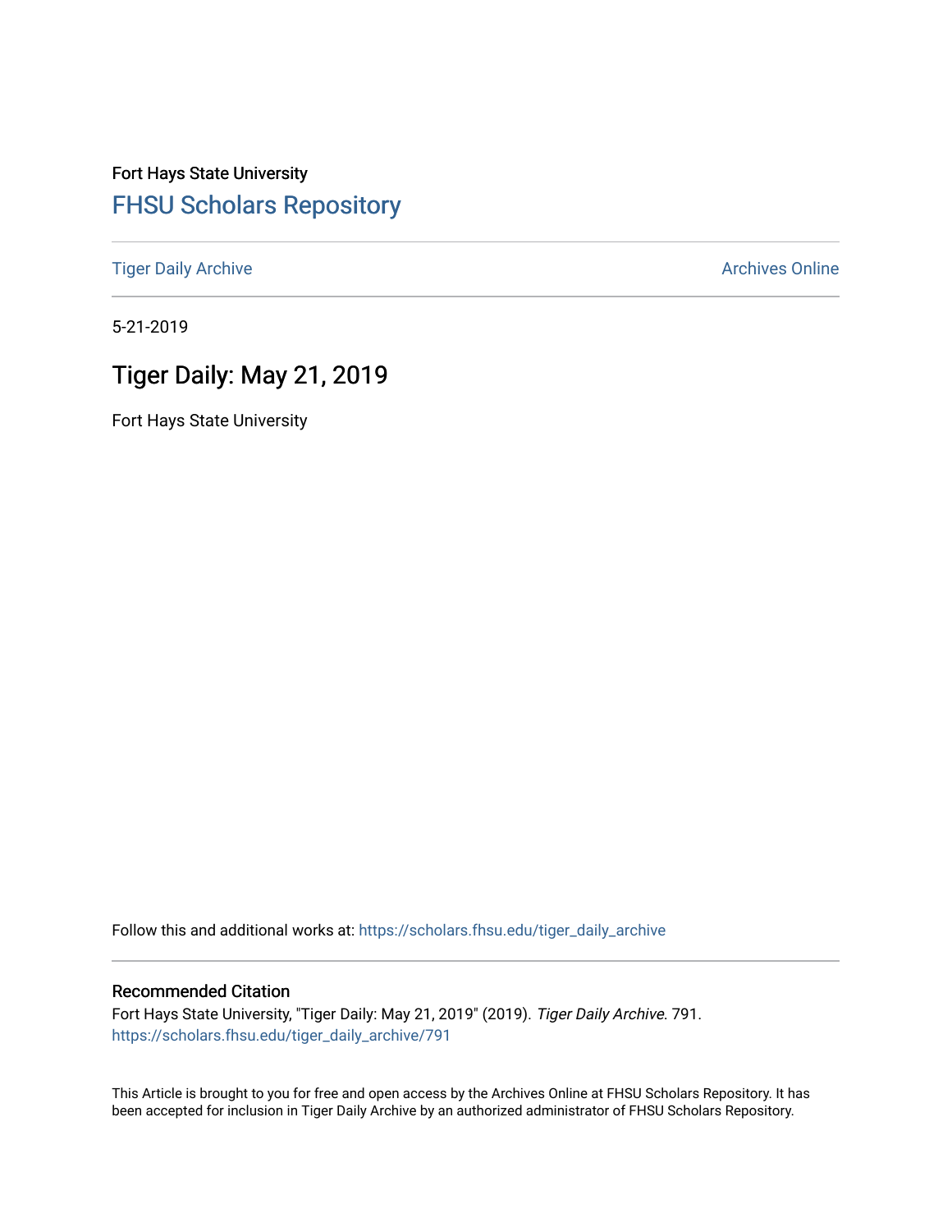Fort Hays State University

# FHSU Scholars Repository

Tiger Daily Archive

Archives Online

5-21-2019

## Tiger Daily: May 21, 2019

Fort Hays State University

Follow this and additional works at: https://scholars.fhsu.edu/tiger_daily_archive

### Recommended Citation

Fort Hays State University, "Tiger Daily: May 21, 2019" (2019). *Tiger Daily Archive*. 791.
https://scholars.fhsu.edu/tiger_daily_archive/791

This Article is brought to you for free and open access by the Archives Online at FHSU Scholars Repository. It has been accepted for inclusion in Tiger Daily Archive by an authorized administrator of FHSU Scholars Repository.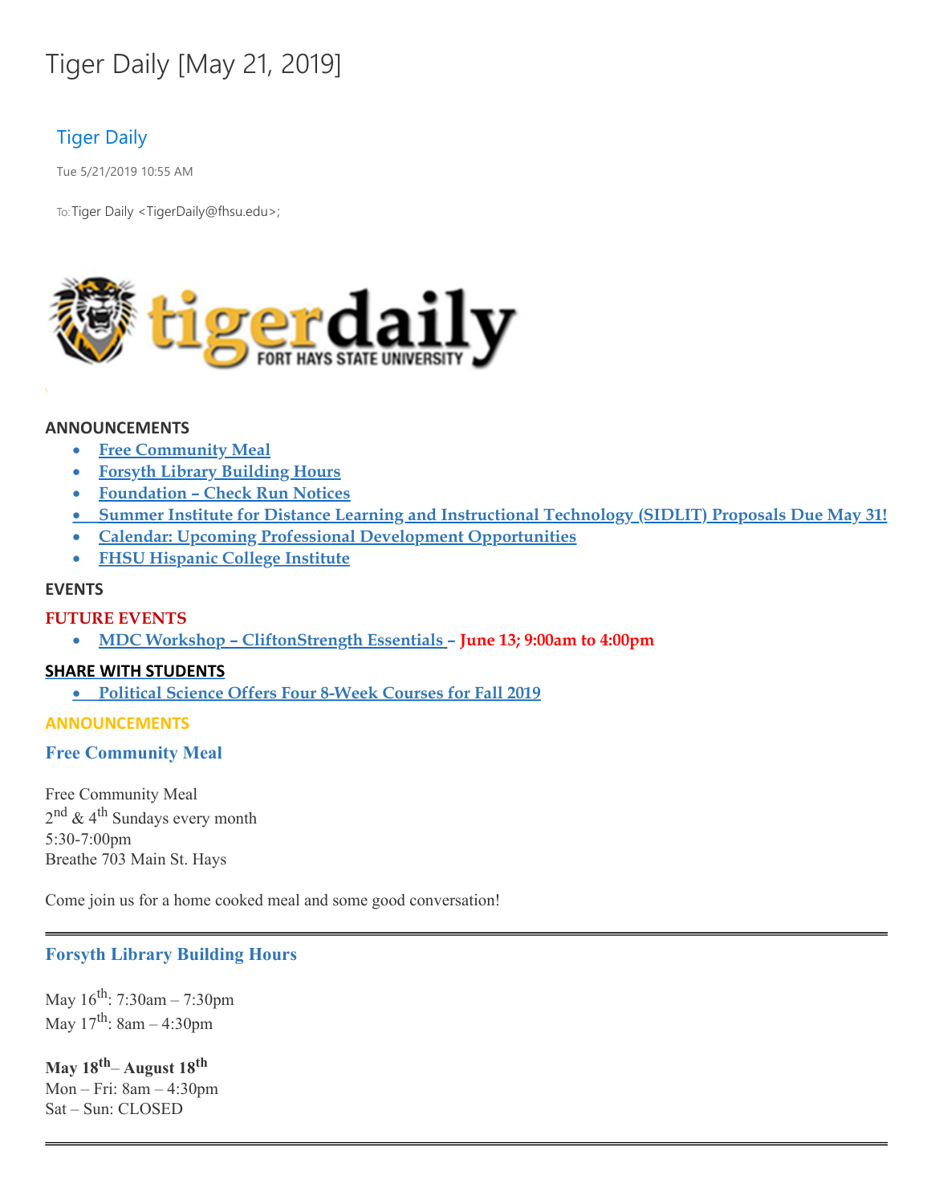# Tiger Daily [May 21, 2019]

Tiger Daily

Tue 5/21/2019 10:55 AM

To: Tiger Daily <TigerDaily@fhsu.edu>;

**ANNOUNCEMENTS**

- Free Community Meal
- Forsyth Library Building Hours
- Foundation – Check Run Notices
- Summer Institute for Distance Learning and Instructional Technology (SIDLIT) Proposals Due May 31!
- Calendar: Upcoming Professional Development Opportunities
- FHSU Hispanic College Institute

**EVENTS**

**FUTURE EVENTS**

- MDC Workshop – CliftonStrength Essentials – **June 13; 9:00am to 4:00pm**

**SHARE WITH STUDENTS**

- Political Science Offers Four 8-Week Courses for Fall 2019

## ANNOUNCEMENTS

### Free Community Meal

Free Community Meal
2nd & 4th Sundays every month
5:30-7:00pm
Breathe 703 Main St. Hays

Come join us for a home cooked meal and some good conversation!

---

### Forsyth Library Building Hours

May 16th: 7:30am – 7:30pm
May 17th: 8am – 4:30pm

**May 18th– August 18th**
Mon – Fri: 8am – 4:30pm
Sat – Sun: CLOSED

---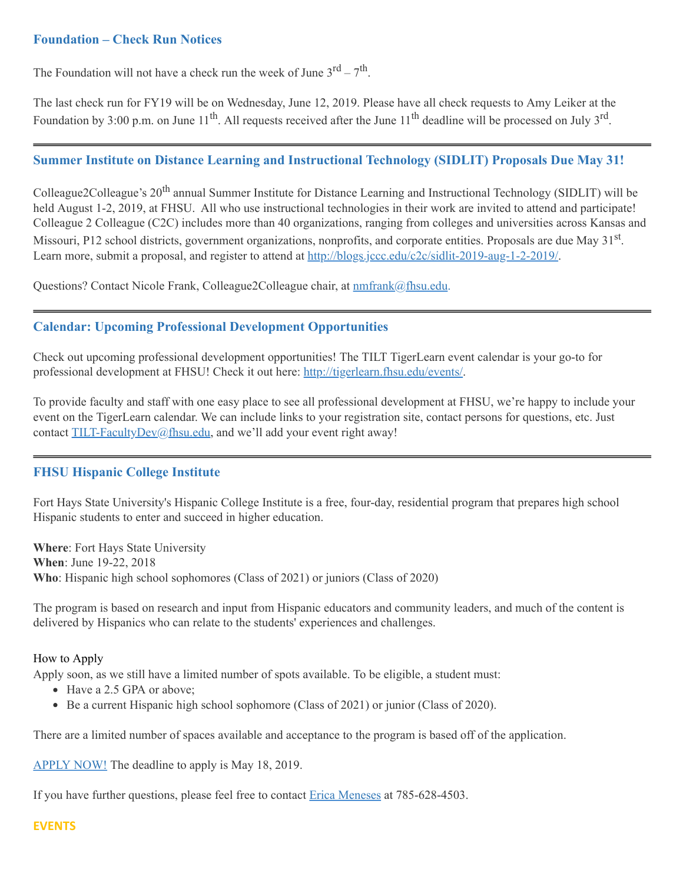### Foundation – Check Run Notices

The Foundation will not have a check run the week of June 3rd – 7th.

The last check run for FY19 will be on Wednesday, June 12, 2019. Please have all check requests to Amy Leiker at the Foundation by 3:00 p.m. on June 11th. All requests received after the June 11th deadline will be processed on July 3rd.

---

### Summer Institute on Distance Learning and Instructional Technology (SIDLIT) Proposals Due May 31!

Colleague2Colleague's 20th annual Summer Institute for Distance Learning and Instructional Technology (SIDLIT) will be held August 1-2, 2019, at FHSU. All who use instructional technologies in their work are invited to attend and participate! Colleague 2 Colleague (C2C) includes more than 40 organizations, ranging from colleges and universities across Kansas and Missouri, P12 school districts, government organizations, nonprofits, and corporate entities. Proposals are due May 31st. Learn more, submit a proposal, and register to attend at [http://blogs.jccc.edu/c2c/sidlit-2019-aug-1-2-2019/](http://blogs.jccc.edu/c2c/sidlit-2019-aug-1-2-2019/).

Questions? Contact Nicole Frank, Colleague2Colleague chair, at [nmfrank@fhsu.edu](mailto:nmfrank@fhsu.edu).

---

### Calendar: Upcoming Professional Development Opportunities

Check out upcoming professional development opportunities! The TILT TigerLearn event calendar is your go-to for professional development at FHSU! Check it out here: [http://tigerlearn.fhsu.edu/events/](http://tigerlearn.fhsu.edu/events/).

To provide faculty and staff with one easy place to see all professional development at FHSU, we're happy to include your event on the TigerLearn calendar. We can include links to your registration site, contact persons for questions, etc. Just contact [TILT-FacultyDev@fhsu.edu](mailto:TILT-FacultyDev@fhsu.edu), and we'll add your event right away!

---

### FHSU Hispanic College Institute

Fort Hays State University's Hispanic College Institute is a free, four-day, residential program that prepares high school Hispanic students to enter and succeed in higher education.

**Where**: Fort Hays State University
**When**: June 19-22, 2018
**Who**: Hispanic high school sophomores (Class of 2021) or juniors (Class of 2020)

The program is based on research and input from Hispanic educators and community leaders, and much of the content is delivered by Hispanics who can relate to the students' experiences and challenges.

How to Apply
Apply soon, as we still have a limited number of spots available. To be eligible, a student must:

- Have a 2.5 GPA or above;
- Be a current Hispanic high school sophomore (Class of 2021) or junior (Class of 2020).

There are a limited number of spaces available and acceptance to the program is based off of the application.

APPLY NOW! The deadline to apply is May 18, 2019.

If you have further questions, please feel free to contact Erica Meneses at 785-628-4503.

## EVENTS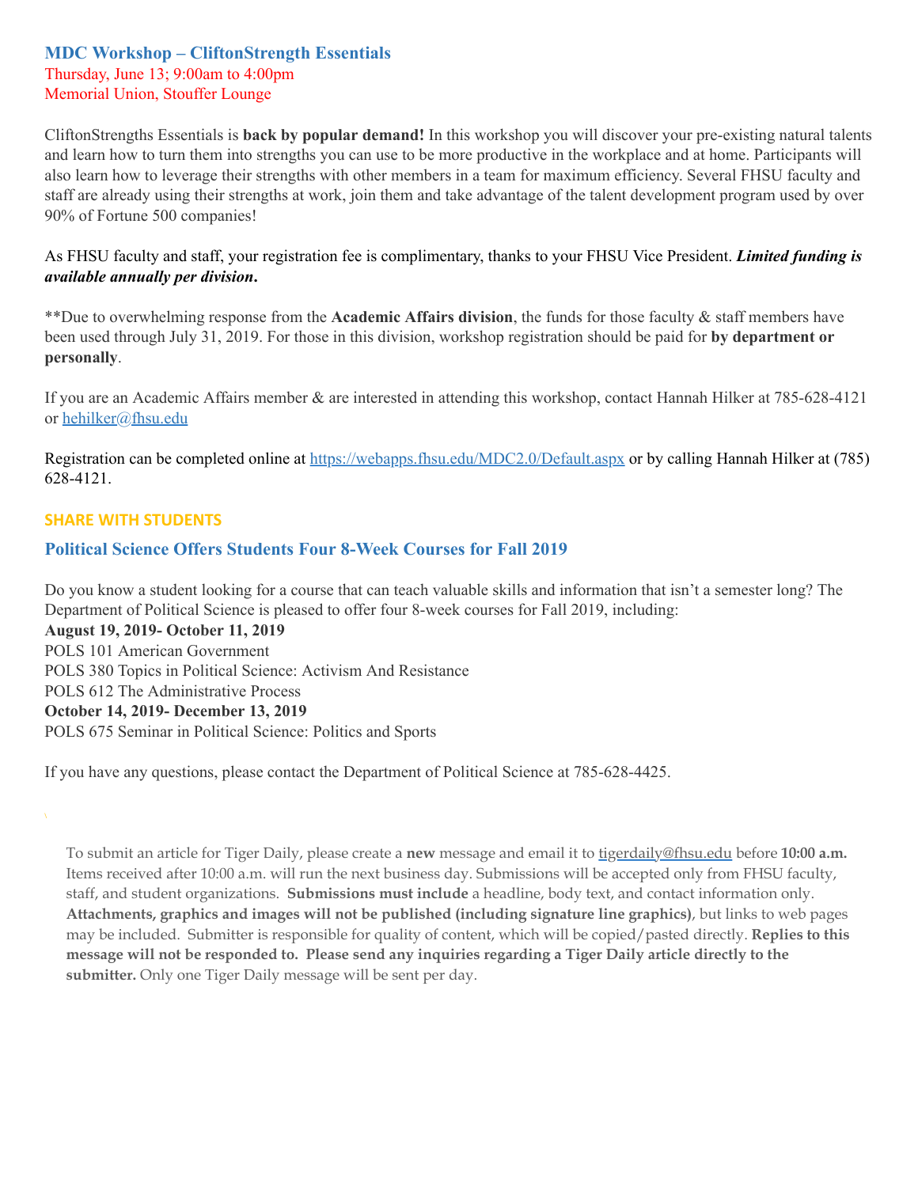### MDC Workshop – CliftonStrength Essentials

Thursday, June 13; 9:00am to 4:00pm
Memorial Union, Stouffer Lounge

CliftonStrengths Essentials is **back by popular demand!** In this workshop you will discover your pre-existing natural talents and learn how to turn them into strengths you can use to be more productive in the workplace and at home. Participants will also learn how to leverage their strengths with other members in a team for maximum efficiency. Several FHSU faculty and staff are already using their strengths at work, join them and take advantage of the talent development program used by over 90% of Fortune 500 companies!

As FHSU faculty and staff, your registration fee is complimentary, thanks to your FHSU Vice President. ***Limited funding is available annually per division*.**

**Due to overwhelming response from the **Academic Affairs division**, the funds for those faculty & staff members have been used through July 31, 2019. For those in this division, workshop registration should be paid for **by department or personally**.

If you are an Academic Affairs member & are interested in attending this workshop, contact Hannah Hilker at 785-628-4121 or hehilker@fhsu.edu

Registration can be completed online at https://webapps.fhsu.edu/MDC2.0/Default.aspx or by calling Hannah Hilker at (785) 628-4121.

## SHARE WITH STUDENTS

### Political Science Offers Students Four 8-Week Courses for Fall 2019

Do you know a student looking for a course that can teach valuable skills and information that isn't a semester long? The Department of Political Science is pleased to offer four 8-week courses for Fall 2019, including:

**August 19, 2019- October 11, 2019**
POLS 101 American Government
POLS 380 Topics in Political Science: Activism And Resistance
POLS 612 The Administrative Process
**October 14, 2019- December 13, 2019**
POLS 675 Seminar in Political Science: Politics and Sports

If you have any questions, please contact the Department of Political Science at 785-628-4425.

To submit an article for Tiger Daily, please create a **new** message and email it to tigerdaily@fhsu.edu before **10:00 a.m.** Items received after 10:00 a.m. will run the next business day. Submissions will be accepted only from FHSU faculty, staff, and student organizations. **Submissions must include** a headline, body text, and contact information only. **Attachments, graphics and images will not be published (including signature line graphics)**, but links to web pages may be included. Submitter is responsible for quality of content, which will be copied/pasted directly. **Replies to this message will not be responded to. Please send any inquiries regarding a Tiger Daily article directly to the submitter.** Only one Tiger Daily message will be sent per day.